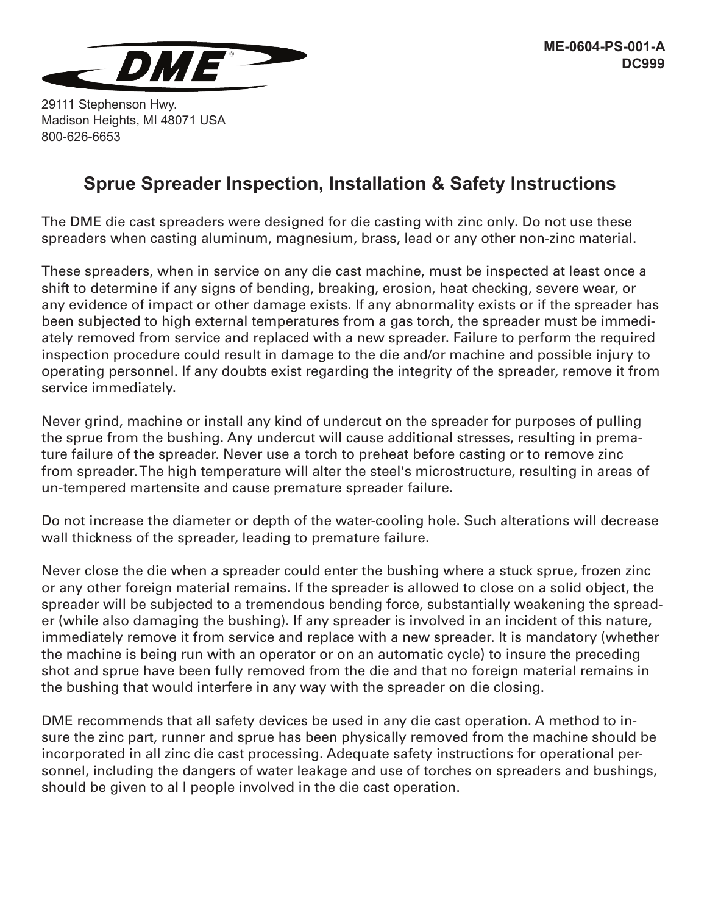**ME-0604-PS-001-A**
**DC999**

DME

29111 Stephenson Hwy.
Madison Heights, MI 48071 USA
800-626-6653

# Sprue Spreader Inspection, Installation & Safety Instructions

The DME die cast spreaders were designed for die casting with zinc only. Do not use these spreaders when casting aluminum, magnesium, brass, lead or any other non-zinc material.

These spreaders, when in service on any die cast machine, must be inspected at least once a shift to determine if any signs of bending, breaking, erosion, heat checking, severe wear, or any evidence of impact or other damage exists. If any abnormality exists or if the spreader has been subjected to high external temperatures from a gas torch, the spreader must be immediately removed from service and replaced with a new spreader. Failure to perform the required inspection procedure could result in damage to the die and/or machine and possible injury to operating personnel. If any doubts exist regarding the integrity of the spreader, remove it from service immediately.

Never grind, machine or install any kind of undercut on the spreader for purposes of pulling the sprue from the bushing. Any undercut will cause additional stresses, resulting in premature failure of the spreader. Never use a torch to preheat before casting or to remove zinc from spreader. The high temperature will alter the steel's microstructure, resulting in areas of un-tempered martensite and cause premature spreader failure.

Do not increase the diameter or depth of the water-cooling hole. Such alterations will decrease wall thickness of the spreader, leading to premature failure.

Never close the die when a spreader could enter the bushing where a stuck sprue, frozen zinc or any other foreign material remains. If the spreader is allowed to close on a solid object, the spreader will be subjected to a tremendous bending force, substantially weakening the spreader (while also damaging the bushing). If any spreader is involved in an incident of this nature, immediately remove it from service and replace with a new spreader. It is mandatory (whether the machine is being run with an operator or on an automatic cycle) to insure the preceding shot and sprue have been fully removed from the die and that no foreign material remains in the bushing that would interfere in any way with the spreader on die closing.

DME recommends that all safety devices be used in any die cast operation. A method to insure the zinc part, runner and sprue has been physically removed from the machine should be incorporated in all zinc die cast processing. Adequate safety instructions for operational personnel, including the dangers of water leakage and use of torches on spreaders and bushings, should be given to al l people involved in the die cast operation.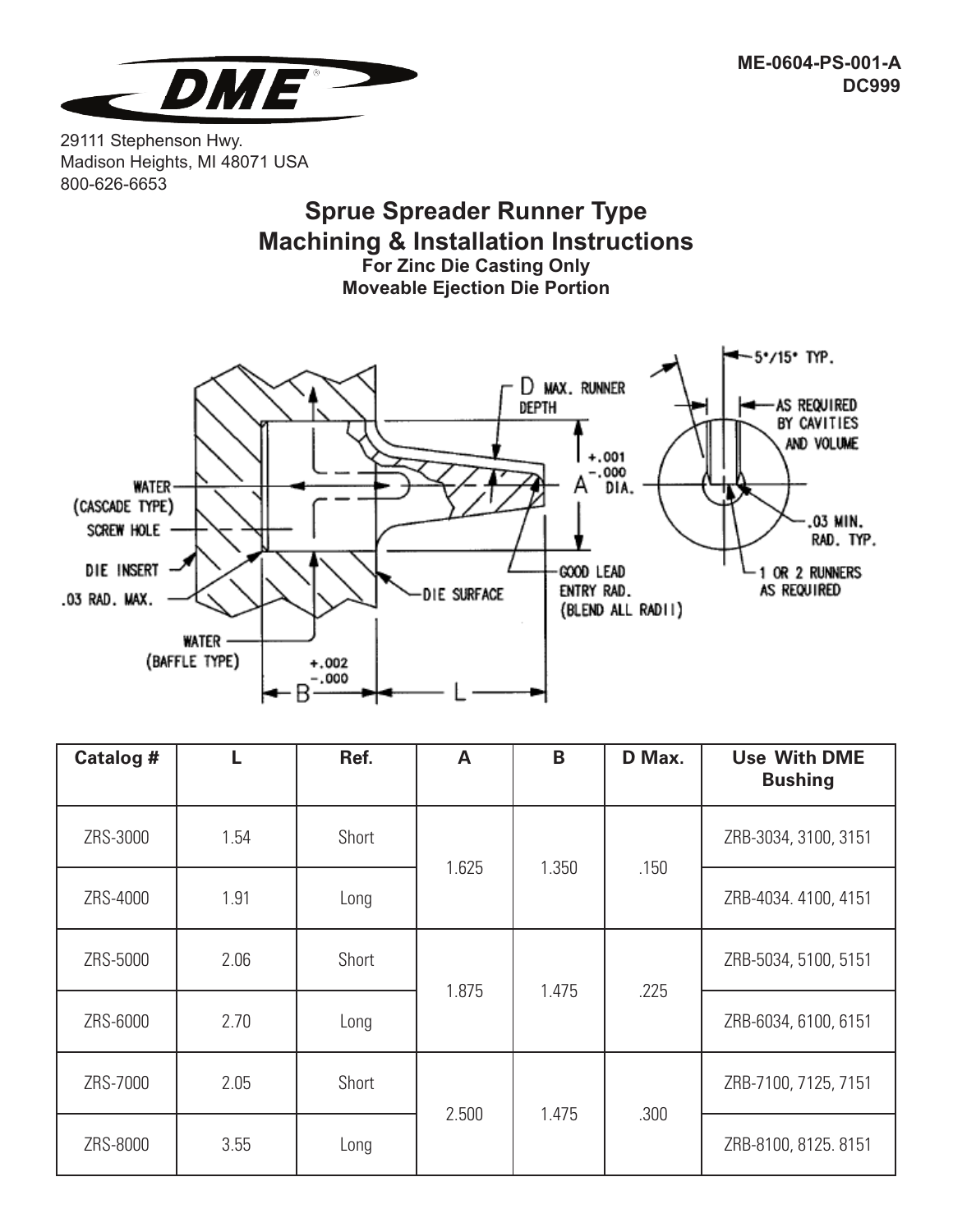DME

29111 Stephenson Hwy.
Madison Heights, MI 48071 USA
800-626-6653

ME-0604-PS-001-A
DC999

# Sprue Spreader Runner Type
# Machining & Installation Instructions

**For Zinc Die Casting Only**
**Moveable Ejection Die Portion**

D MAX. RUNNER DEPTH

5°/15° TYP.

AS REQUIRED BY CAVITIES AND VOLUME

+.001
−.000
A DIA.

WATER (CASCADE TYPE)

SCREW HOLE

DIE INSERT

.03 RAD. MAX.

WATER (BAFFLE TYPE)

DIE SURFACE

GOOD LEAD ENTRY RAD. (BLEND ALL RADII)

.03 MIN. RAD. TYP.

1 OR 2 RUNNERS AS REQUIRED

+.002
−.000
B

L

| Catalog # | L | Ref. | A | B | D Max. | Use With DME Bushing |
|---|---|---|---|---|---|---|
| ZRS-3000 | 1.54 | Short | 1.625 | 1.350 | .150 | ZRB-3034, 3100, 3151 |
| ZRS-4000 | 1.91 | Long | | | | ZRB-4034. 4100, 4151 |
| ZRS-5000 | 2.06 | Short | 1.875 | 1.475 | .225 | ZRB-5034, 5100, 5151 |
| ZRS-6000 | 2.70 | Long | | | | ZRB-6034, 6100, 6151 |
| ZRS-7000 | 2.05 | Short | 2.500 | 1.475 | .300 | ZRB-7100, 7125, 7151 |
| ZRS-8000 | 3.55 | Long | | | | ZRB-8100, 8125. 8151 |